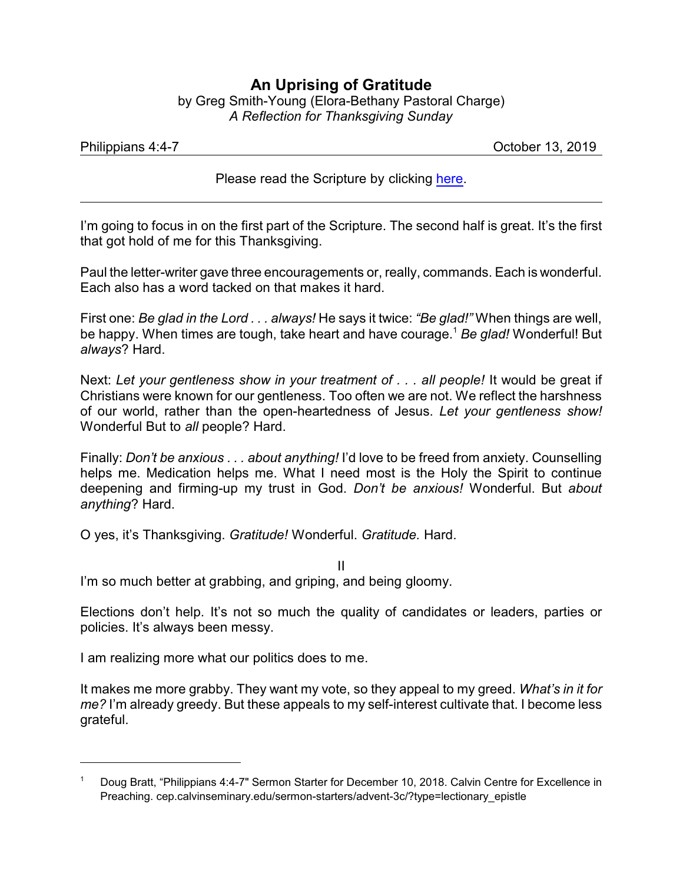# An Uprising of Gratitude

by Greg Smith-Young (Elora-Bethany Pastoral Charge)
*A Reflection for Thanksgiving Sunday*

Philippians 4:4-7 October 13, 2019

Please read the Scripture by clicking [here](here).

---

I'm going to focus in on the first part of the Scripture. The second half is great. It's the first that got hold of me for this Thanksgiving.

Paul the letter-writer gave three encouragements or, really, commands. Each is wonderful. Each also has a word tacked on that makes it hard.

First one: *Be glad in the Lord . . . always!* He says it twice: *"Be glad!"* When things are well, be happy. When times are tough, take heart and have courage.[1] *Be glad!* Wonderful! But *always*? Hard.

Next: *Let your gentleness show in your treatment of . . . all people!* It would be great if Christians were known for our gentleness. Too often we are not. We reflect the harshness of our world, rather than the open-heartedness of Jesus. *Let your gentleness show!* Wonderful But to *all* people? Hard.

Finally: *Don't be anxious . . . about anything!* I'd love to be freed from anxiety. Counselling helps me. Medication helps me. What I need most is the Holy the Spirit to continue deepening and firming-up my trust in God. *Don't be anxious!* Wonderful. But *about anything*? Hard.

O yes, it's Thanksgiving. *Gratitude!* Wonderful. *Gratitude.* Hard.

II

I'm so much better at grabbing, and griping, and being gloomy.

Elections don't help. It's not so much the quality of candidates or leaders, parties or policies. It's always been messy.

I am realizing more what our politics does to me.

It makes me more grabby. They want my vote, so they appeal to my greed. *What's in it for me?* I'm already greedy. But these appeals to my self-interest cultivate that. I become less grateful.

---

[1] Doug Bratt, "Philippians 4:4-7" Sermon Starter for December 10, 2018. Calvin Centre for Excellence in Preaching. cep.calvinseminary.edu/sermon-starters/advent-3c/?type=lectionary_epistle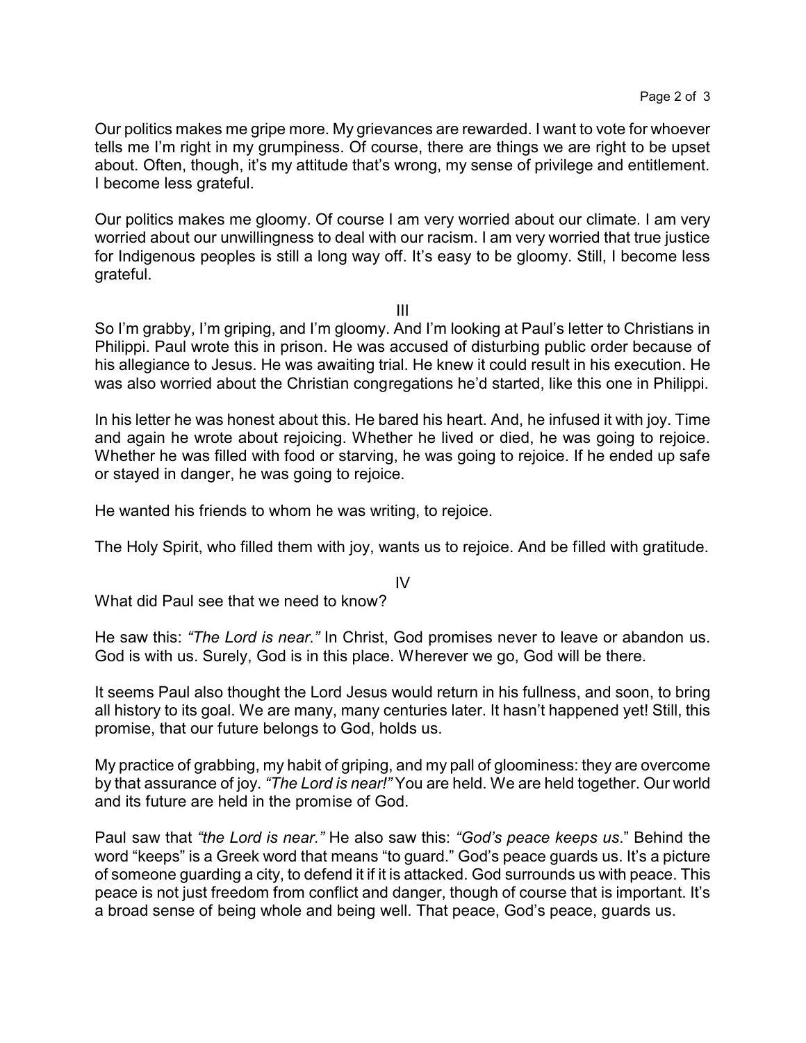Our politics makes me gripe more. My grievances are rewarded. I want to vote for whoever tells me I'm right in my grumpiness. Of course, there are things we are right to be upset about. Often, though, it's my attitude that's wrong, my sense of privilege and entitlement. I become less grateful.

Our politics makes me gloomy. Of course I am very worried about our climate. I am very worried about our unwillingness to deal with our racism. I am very worried that true justice for Indigenous peoples is still a long way off. It's easy to be gloomy. Still, I become less grateful.

## III

So I'm grabby, I'm griping, and I'm gloomy. And I'm looking at Paul's letter to Christians in Philippi. Paul wrote this in prison. He was accused of disturbing public order because of his allegiance to Jesus. He was awaiting trial. He knew it could result in his execution. He was also worried about the Christian congregations he'd started, like this one in Philippi.

In his letter he was honest about this. He bared his heart. And, he infused it with joy. Time and again he wrote about rejoicing. Whether he lived or died, he was going to rejoice. Whether he was filled with food or starving, he was going to rejoice. If he ended up safe or stayed in danger, he was going to rejoice.

He wanted his friends to whom he was writing, to rejoice.

The Holy Spirit, who filled them with joy, wants us to rejoice. And be filled with gratitude.

## IV

What did Paul see that we need to know?

He saw this: *"The Lord is near."* In Christ, God promises never to leave or abandon us. God is with us. Surely, God is in this place. Wherever we go, God will be there.

It seems Paul also thought the Lord Jesus would return in his fullness, and soon, to bring all history to its goal. We are many, many centuries later. It hasn't happened yet! Still, this promise, that our future belongs to God, holds us.

My practice of grabbing, my habit of griping, and my pall of gloominess: they are overcome by that assurance of joy. *"The Lord is near!"* You are held. We are held together. Our world and its future are held in the promise of God.

Paul saw that *"the Lord is near."* He also saw this: *"God's peace keeps us*." Behind the word "keeps" is a Greek word that means "to guard." God's peace guards us. It's a picture of someone guarding a city, to defend it if it is attacked. God surrounds us with peace. This peace is not just freedom from conflict and danger, though of course that is important. It's a broad sense of being whole and being well. That peace, God's peace, guards us.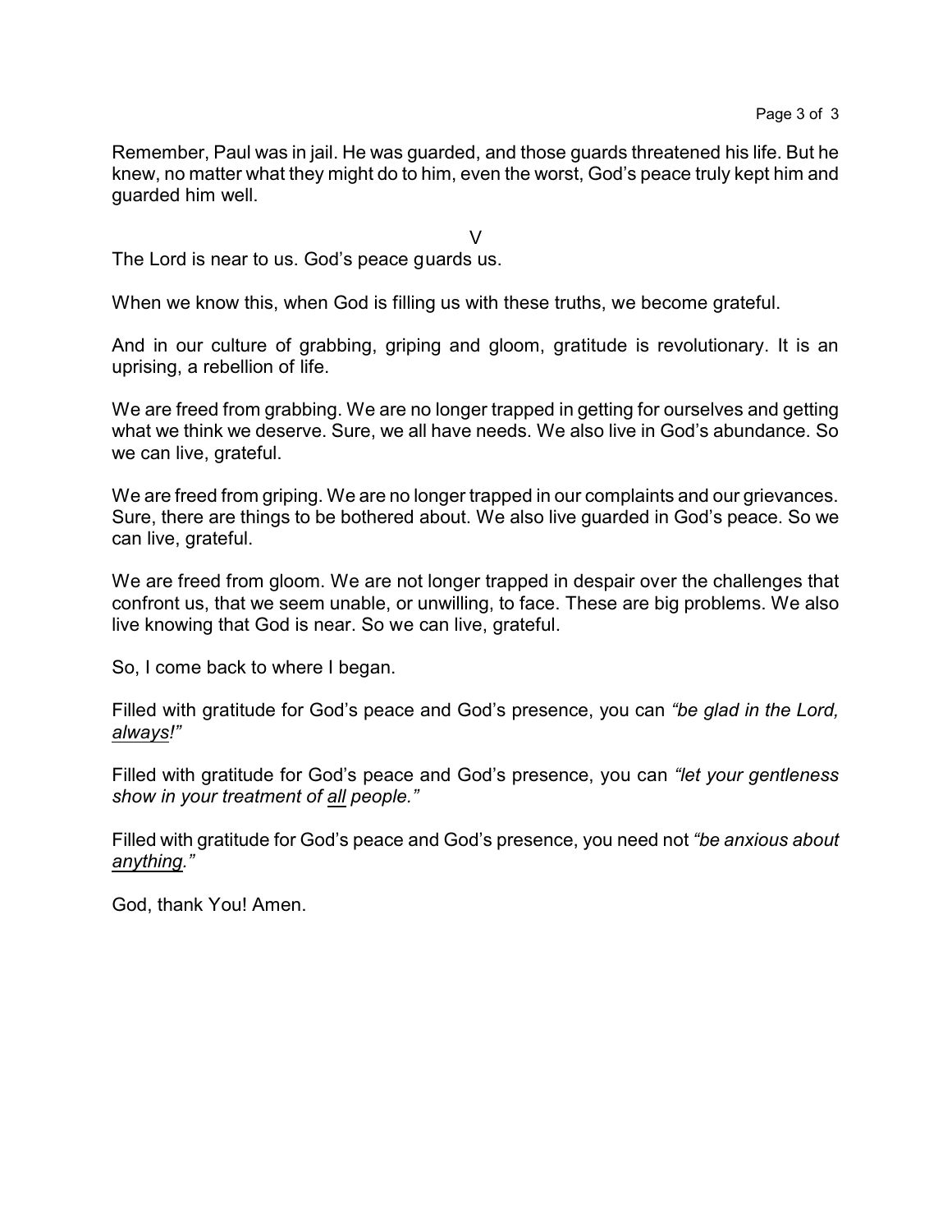Remember, Paul was in jail. He was guarded, and those guards threatened his life. But he knew, no matter what they might do to him, even the worst, God's peace truly kept him and guarded him well.

V

The Lord is near to us. God's peace guards us.

When we know this, when God is filling us with these truths, we become grateful.

And in our culture of grabbing, griping and gloom, gratitude is revolutionary. It is an uprising, a rebellion of life.

We are freed from grabbing. We are no longer trapped in getting for ourselves and getting what we think we deserve. Sure, we all have needs. We also live in God's abundance. So we can live, grateful.

We are freed from griping. We are no longer trapped in our complaints and our grievances. Sure, there are things to be bothered about. We also live guarded in God's peace. So we can live, grateful.

We are freed from gloom. We are not longer trapped in despair over the challenges that confront us, that we seem unable, or unwilling, to face. These are big problems. We also live knowing that God is near. So we can live, grateful.

So, I come back to where I began.

Filled with gratitude for God's peace and God's presence, you can *"be glad in the Lord, always!"*

Filled with gratitude for God's peace and God's presence, you can *"let your gentleness show in your treatment of all people."*

Filled with gratitude for God's peace and God's presence, you need not *"be anxious about anything."*

God, thank You! Amen.